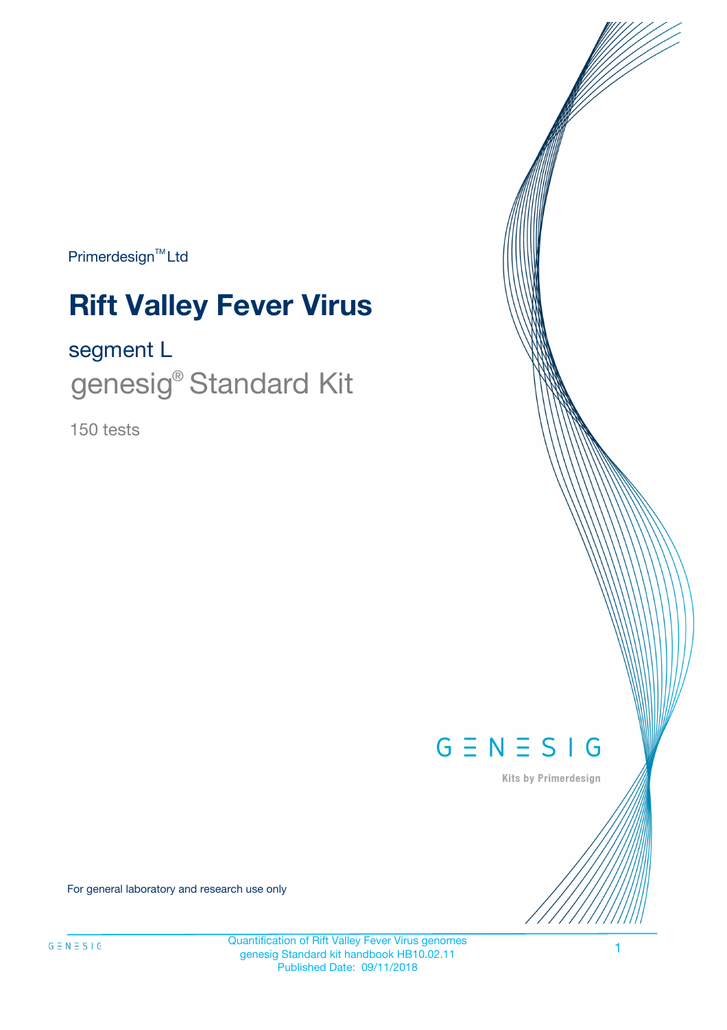Primerdesign™ Ltd

# Rift Valley Fever Virus

## segment L

## genesig® Standard Kit

150 tests

GENESIG

Kits by Primerdesign

For general laboratory and research use only

Quantification of Rift Valley Fever Virus genomes
genesig Standard kit handbook HB10.02.11
Published Date: 09/11/2018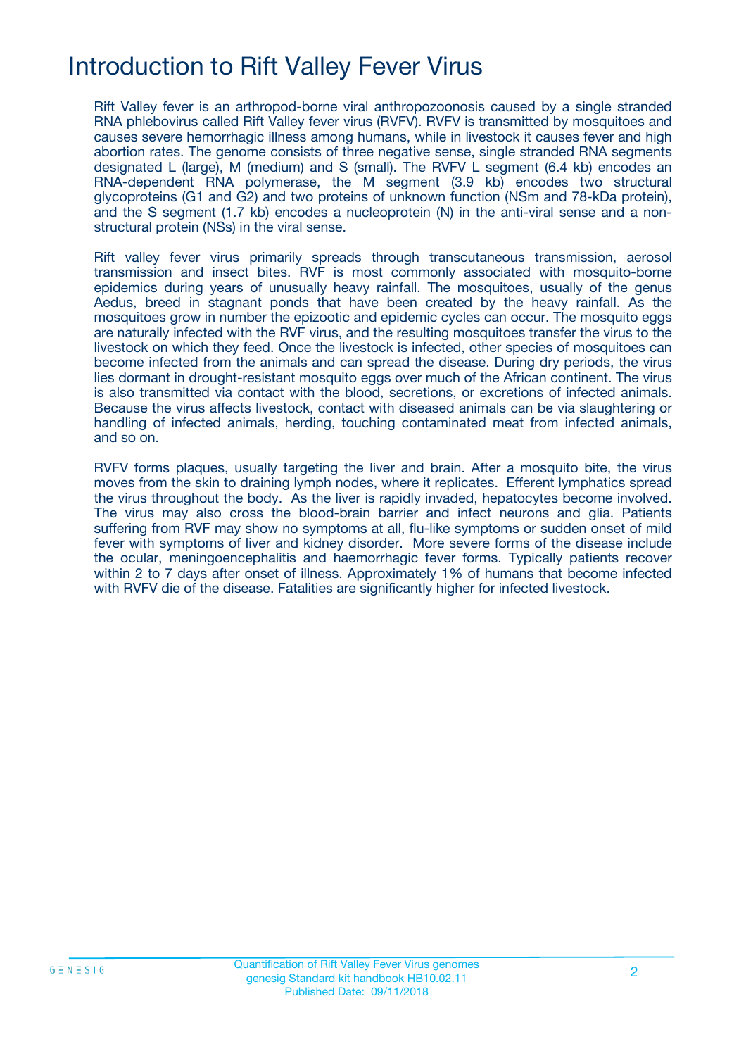# Introduction to Rift Valley Fever Virus

Rift Valley fever is an arthropod-borne viral anthropozoonosis caused by a single stranded RNA phlebovirus called Rift Valley fever virus (RVFV). RVFV is transmitted by mosquitoes and causes severe hemorrhagic illness among humans, while in livestock it causes fever and high abortion rates. The genome consists of three negative sense, single stranded RNA segments designated L (large), M (medium) and S (small). The RVFV L segment (6.4 kb) encodes an RNA-dependent RNA polymerase, the M segment (3.9 kb) encodes two structural glycoproteins (G1 and G2) and two proteins of unknown function (NSm and 78-kDa protein), and the S segment (1.7 kb) encodes a nucleoprotein (N) in the anti-viral sense and a non-structural protein (NSs) in the viral sense.

Rift valley fever virus primarily spreads through transcutaneous transmission, aerosol transmission and insect bites. RVF is most commonly associated with mosquito-borne epidemics during years of unusually heavy rainfall. The mosquitoes, usually of the genus Aedus, breed in stagnant ponds that have been created by the heavy rainfall. As the mosquitoes grow in number the epizootic and epidemic cycles can occur. The mosquito eggs are naturally infected with the RVF virus, and the resulting mosquitoes transfer the virus to the livestock on which they feed. Once the livestock is infected, other species of mosquitoes can become infected from the animals and can spread the disease. During dry periods, the virus lies dormant in drought-resistant mosquito eggs over much of the African continent. The virus is also transmitted via contact with the blood, secretions, or excretions of infected animals. Because the virus affects livestock, contact with diseased animals can be via slaughtering or handling of infected animals, herding, touching contaminated meat from infected animals, and so on.

RVFV forms plaques, usually targeting the liver and brain. After a mosquito bite, the virus moves from the skin to draining lymph nodes, where it replicates. Efferent lymphatics spread the virus throughout the body. As the liver is rapidly invaded, hepatocytes become involved. The virus may also cross the blood-brain barrier and infect neurons and glia. Patients suffering from RVF may show no symptoms at all, flu-like symptoms or sudden onset of mild fever with symptoms of liver and kidney disorder. More severe forms of the disease include the ocular, meningoencephalitis and haemorrhagic fever forms. Typically patients recover within 2 to 7 days after onset of illness. Approximately 1% of humans that become infected with RVFV die of the disease. Fatalities are significantly higher for infected livestock.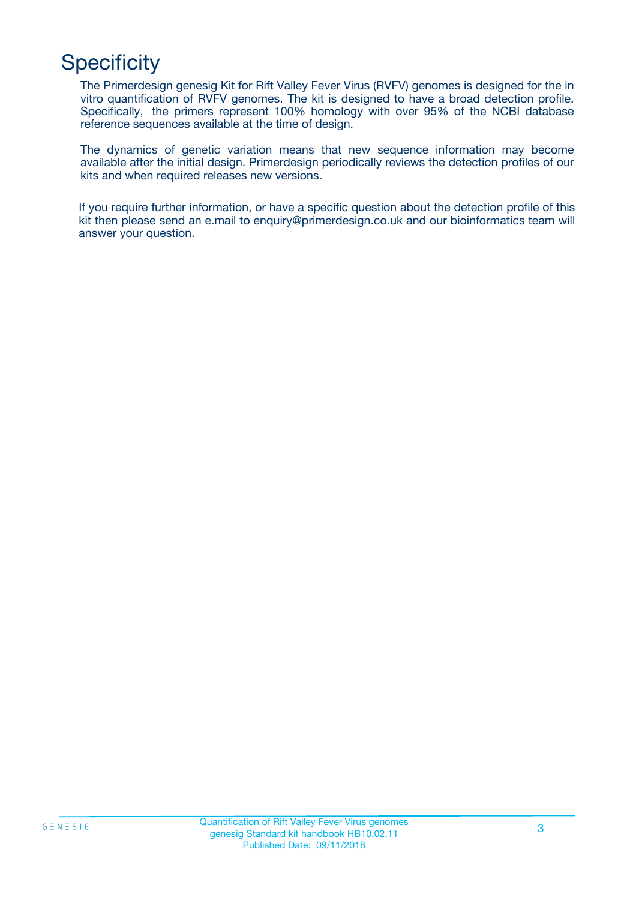# Specificity

The Primerdesign genesig Kit for Rift Valley Fever Virus (RVFV) genomes is designed for the in vitro quantification of RVFV genomes. The kit is designed to have a broad detection profile. Specifically, the primers represent 100% homology with over 95% of the NCBI database reference sequences available at the time of design.

The dynamics of genetic variation means that new sequence information may become available after the initial design. Primerdesign periodically reviews the detection profiles of our kits and when required releases new versions.

If you require further information, or have a specific question about the detection profile of this kit then please send an e.mail to enquiry@primerdesign.co.uk and our bioinformatics team will answer your question.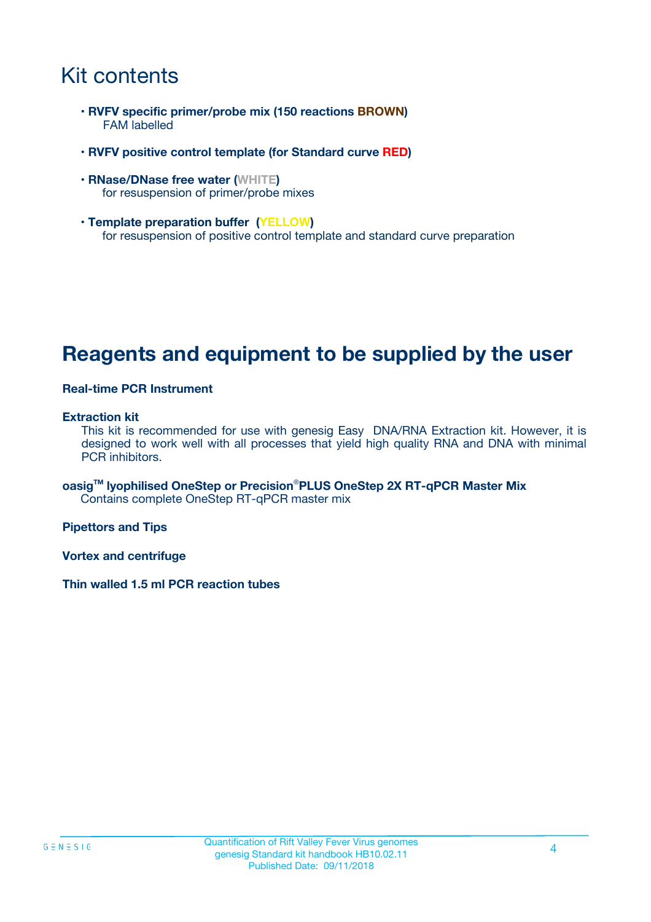# Kit contents

- **RVFV specific primer/probe mix (150 reactions BROWN)**
  FAM labelled
- **RVFV positive control template (for Standard curve RED)**
- **RNase/DNase free water (WHITE)**
  for resuspension of primer/probe mixes
- **Template preparation buffer (YELLOW)**
  for resuspension of positive control template and standard curve preparation

# Reagents and equipment to be supplied by the user

**Real-time PCR Instrument**

**Extraction kit**
This kit is recommended for use with genesig Easy DNA/RNA Extraction kit. However, it is designed to work well with all processes that yield high quality RNA and DNA with minimal PCR inhibitors.

**oasig™ lyophilised OneStep or Precision®PLUS OneStep 2X RT-qPCR Master Mix**
Contains complete OneStep RT-qPCR master mix

**Pipettors and Tips**

**Vortex and centrifuge**

**Thin walled 1.5 ml PCR reaction tubes**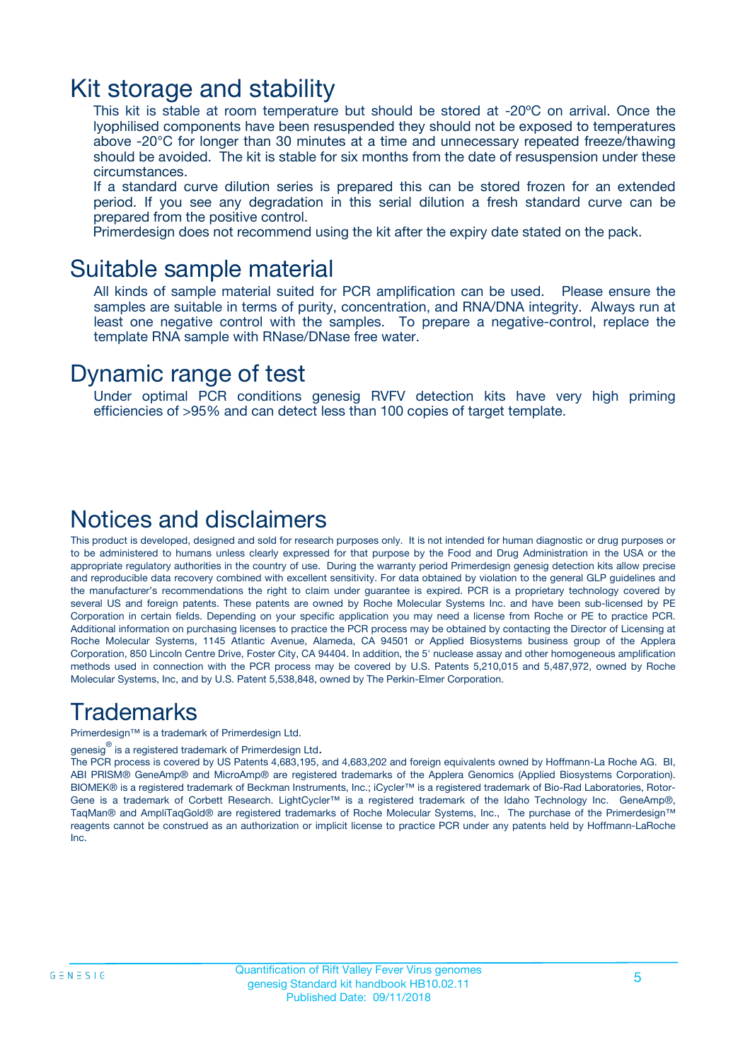# Kit storage and stability

This kit is stable at room temperature but should be stored at -20ºC on arrival. Once the lyophilised components have been resuspended they should not be exposed to temperatures above -20°C for longer than 30 minutes at a time and unnecessary repeated freeze/thawing should be avoided. The kit is stable for six months from the date of resuspension under these circumstances.

If a standard curve dilution series is prepared this can be stored frozen for an extended period. If you see any degradation in this serial dilution a fresh standard curve can be prepared from the positive control.

Primerdesign does not recommend using the kit after the expiry date stated on the pack.

# Suitable sample material

All kinds of sample material suited for PCR amplification can be used. Please ensure the samples are suitable in terms of purity, concentration, and RNA/DNA integrity. Always run at least one negative control with the samples. To prepare a negative-control, replace the template RNA sample with RNase/DNase free water.

# Dynamic range of test

Under optimal PCR conditions genesig RVFV detection kits have very high priming efficiencies of >95% and can detect less than 100 copies of target template.

# Notices and disclaimers

This product is developed, designed and sold for research purposes only. It is not intended for human diagnostic or drug purposes or to be administered to humans unless clearly expressed for that purpose by the Food and Drug Administration in the USA or the appropriate regulatory authorities in the country of use. During the warranty period Primerdesign genesig detection kits allow precise and reproducible data recovery combined with excellent sensitivity. For data obtained by violation to the general GLP guidelines and the manufacturer's recommendations the right to claim under guarantee is expired. PCR is a proprietary technology covered by several US and foreign patents. These patents are owned by Roche Molecular Systems Inc. and have been sub-licensed by PE Corporation in certain fields. Depending on your specific application you may need a license from Roche or PE to practice PCR. Additional information on purchasing licenses to practice the PCR process may be obtained by contacting the Director of Licensing at Roche Molecular Systems, 1145 Atlantic Avenue, Alameda, CA 94501 or Applied Biosystems business group of the Applera Corporation, 850 Lincoln Centre Drive, Foster City, CA 94404. In addition, the 5' nuclease assay and other homogeneous amplification methods used in connection with the PCR process may be covered by U.S. Patents 5,210,015 and 5,487,972, owned by Roche Molecular Systems, Inc, and by U.S. Patent 5,538,848, owned by The Perkin-Elmer Corporation.

# Trademarks

Primerdesign™ is a trademark of Primerdesign Ltd.

genesig® is a registered trademark of Primerdesign Ltd.

The PCR process is covered by US Patents 4,683,195, and 4,683,202 and foreign equivalents owned by Hoffmann-La Roche AG. BI, ABI PRISM® GeneAmp® and MicroAmp® are registered trademarks of the Applera Genomics (Applied Biosystems Corporation). BIOMEK® is a registered trademark of Beckman Instruments, Inc.; iCycler™ is a registered trademark of Bio-Rad Laboratories, Rotor-Gene is a trademark of Corbett Research. LightCycler™ is a registered trademark of the Idaho Technology Inc. GeneAmp®, TaqMan® and AmpliTaqGold® are registered trademarks of Roche Molecular Systems, Inc., The purchase of the Primerdesign™ reagents cannot be construed as an authorization or implicit license to practice PCR under any patents held by Hoffmann-LaRoche Inc.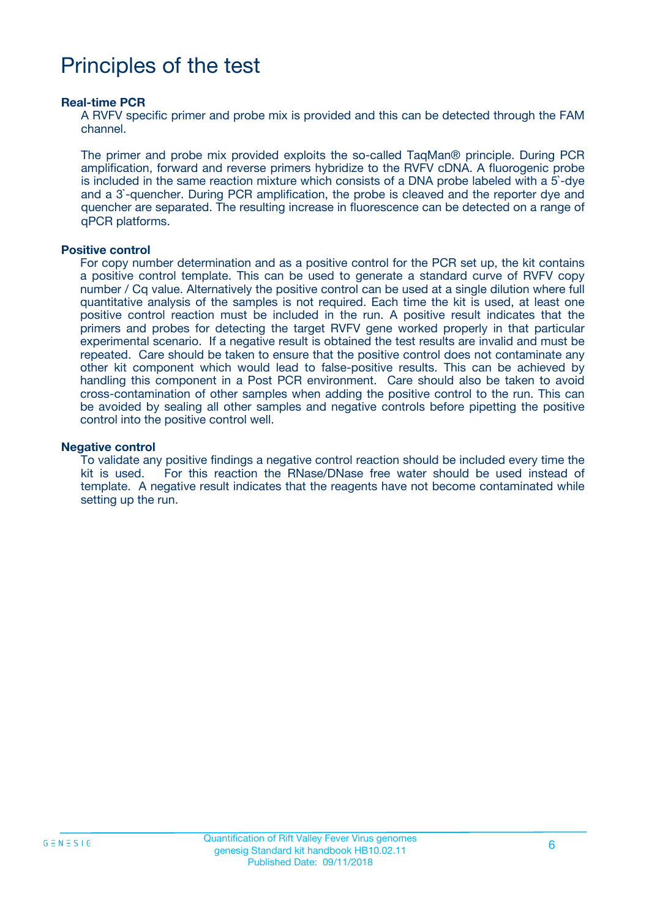# Principles of the test

**Real-time PCR**

A RVFV specific primer and probe mix is provided and this can be detected through the FAM channel.

The primer and probe mix provided exploits the so-called TaqMan® principle. During PCR amplification, forward and reverse primers hybridize to the RVFV cDNA. A fluorogenic probe is included in the same reaction mixture which consists of a DNA probe labeled with a 5`-dye and a 3`-quencher. During PCR amplification, the probe is cleaved and the reporter dye and quencher are separated. The resulting increase in fluorescence can be detected on a range of qPCR platforms.

**Positive control**

For copy number determination and as a positive control for the PCR set up, the kit contains a positive control template. This can be used to generate a standard curve of RVFV copy number / Cq value. Alternatively the positive control can be used at a single dilution where full quantitative analysis of the samples is not required. Each time the kit is used, at least one positive control reaction must be included in the run. A positive result indicates that the primers and probes for detecting the target RVFV gene worked properly in that particular experimental scenario. If a negative result is obtained the test results are invalid and must be repeated. Care should be taken to ensure that the positive control does not contaminate any other kit component which would lead to false-positive results. This can be achieved by handling this component in a Post PCR environment. Care should also be taken to avoid cross-contamination of other samples when adding the positive control to the run. This can be avoided by sealing all other samples and negative controls before pipetting the positive control into the positive control well.

**Negative control**

To validate any positive findings a negative control reaction should be included every time the kit is used. For this reaction the RNase/DNase free water should be used instead of template. A negative result indicates that the reagents have not become contaminated while setting up the run.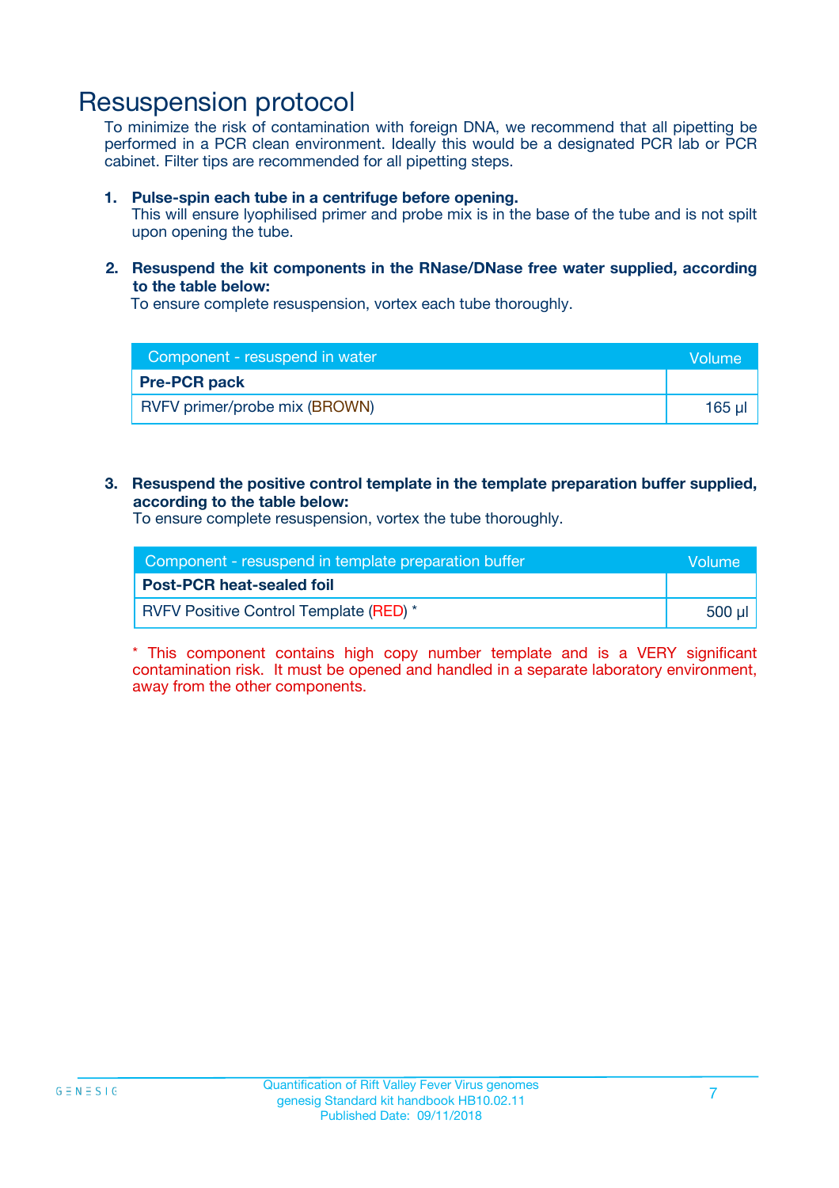# Resuspension protocol

To minimize the risk of contamination with foreign DNA, we recommend that all pipetting be performed in a PCR clean environment. Ideally this would be a designated PCR lab or PCR cabinet. Filter tips are recommended for all pipetting steps.

1. **Pulse-spin each tube in a centrifuge before opening.**
   This will ensure lyophilised primer and probe mix is in the base of the tube and is not spilt upon opening the tube.

2. **Resuspend the kit components in the RNase/DNase free water supplied, according to the table below:**
   To ensure complete resuspension, vortex each tube thoroughly.

| Component - resuspend in water | Volume |
|---|---|
| **Pre-PCR pack** | |
| RVFV primer/probe mix (BROWN) | 165 µl |

3. **Resuspend the positive control template in the template preparation buffer supplied, according to the table below:**
   To ensure complete resuspension, vortex the tube thoroughly.

| Component - resuspend in template preparation buffer | Volume |
|---|---|
| **Post-PCR heat-sealed foil** | |
| RVFV Positive Control Template (RED) * | 500 µl |

* This component contains high copy number template and is a VERY significant contamination risk. It must be opened and handled in a separate laboratory environment, away from the other components.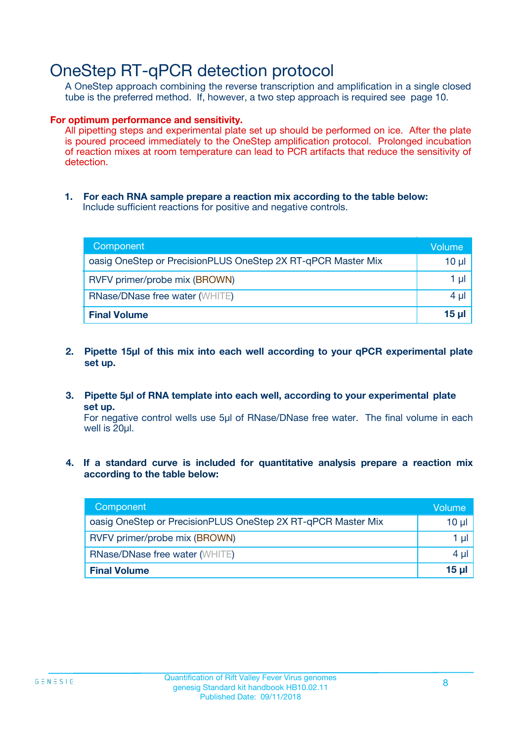# OneStep RT-qPCR detection protocol

A OneStep approach combining the reverse transcription and amplification in a single closed tube is the preferred method. If, however, a two step approach is required see page 10.

**For optimum performance and sensitivity.**

All pipetting steps and experimental plate set up should be performed on ice. After the plate is poured proceed immediately to the OneStep amplification protocol. Prolonged incubation of reaction mixes at room temperature can lead to PCR artifacts that reduce the sensitivity of detection.

1. **For each RNA sample prepare a reaction mix according to the table below:**
   Include sufficient reactions for positive and negative controls.

| Component | Volume |
| --- | --- |
| oasig OneStep or PrecisionPLUS OneStep 2X RT-qPCR Master Mix | 10 µl |
| RVFV primer/probe mix (BROWN) | 1 µl |
| RNase/DNase free water (WHITE) | 4 µl |
| **Final Volume** | **15 µl** |

2. **Pipette 15µl of this mix into each well according to your qPCR experimental plate set up.**

3. **Pipette 5µl of RNA template into each well, according to your experimental plate set up.**
   For negative control wells use 5µl of RNase/DNase free water. The final volume in each well is 20µl.

4. **If a standard curve is included for quantitative analysis prepare a reaction mix according to the table below:**

| Component | Volume |
| --- | --- |
| oasig OneStep or PrecisionPLUS OneStep 2X RT-qPCR Master Mix | 10 µl |
| RVFV primer/probe mix (BROWN) | 1 µl |
| RNase/DNase free water (WHITE) | 4 µl |
| **Final Volume** | **15 µl** |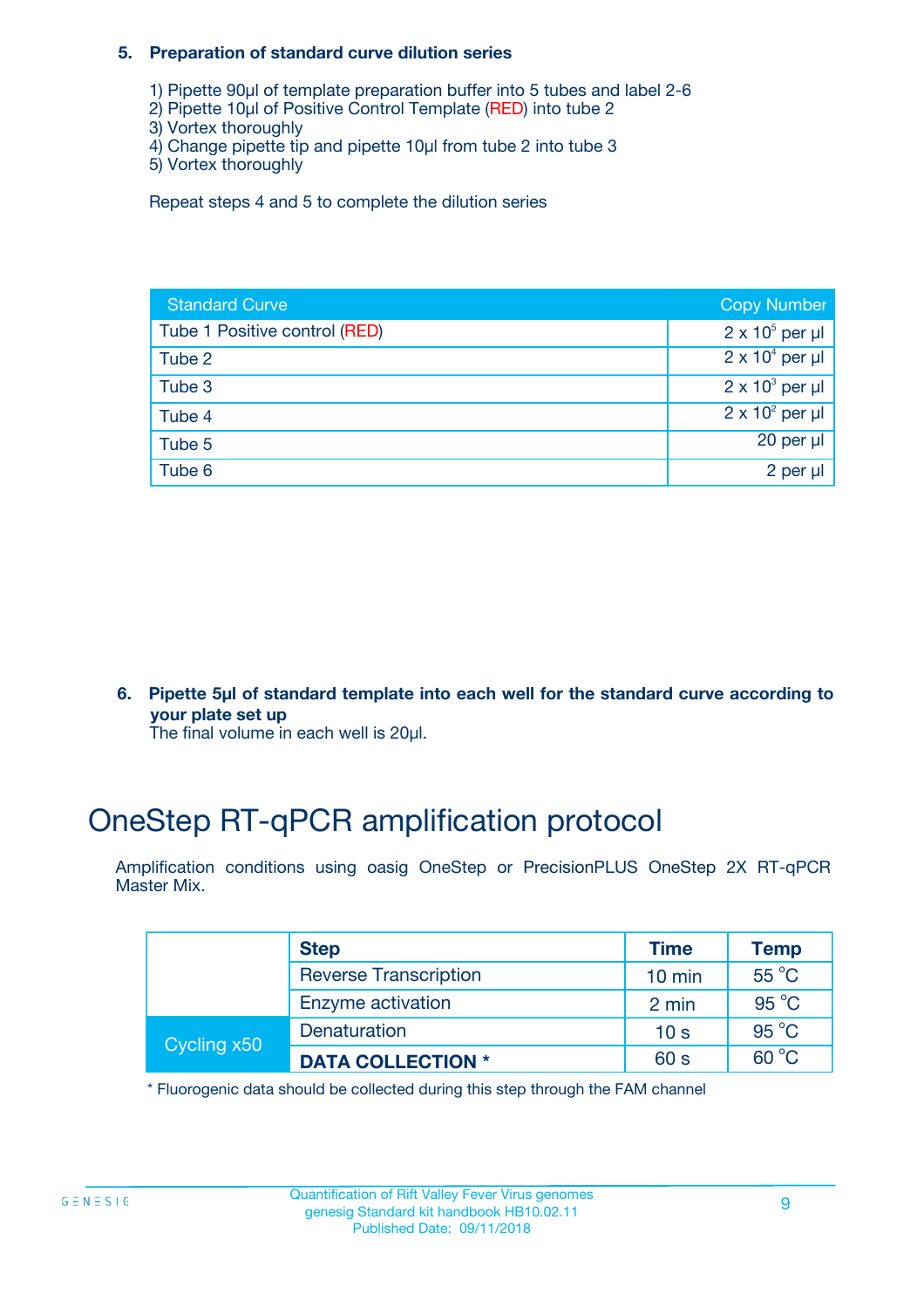**5. Preparation of standard curve dilution series**

1) Pipette 90µl of template preparation buffer into 5 tubes and label 2-6
2) Pipette 10µl of Positive Control Template (RED) into tube 2
3) Vortex thoroughly
4) Change pipette tip and pipette 10µl from tube 2 into tube 3
5) Vortex thoroughly

Repeat steps 4 and 5 to complete the dilution series

| Standard Curve | Copy Number |
|---|---|
| Tube 1 Positive control (RED) | $2 \times 10^5$ per µl |
| Tube 2 | $2 \times 10^4$ per µl |
| Tube 3 | $2 \times 10^3$ per µl |
| Tube 4 | $2 \times 10^2$ per µl |
| Tube 5 | 20 per µl |
| Tube 6 | 2 per µl |

**6. Pipette 5µl of standard template into each well for the standard curve according to your plate set up**

The final volume in each well is 20µl.

# OneStep RT-qPCR amplification protocol

Amplification conditions using oasig OneStep or PrecisionPLUS OneStep 2X RT-qPCR Master Mix.

| | Step | Time | Temp |
|---|---|---|---|
| | Reverse Transcription | 10 min | 55 °C |
| | Enzyme activation | 2 min | 95 °C |
| Cycling x50 | Denaturation | 10 s | 95 °C |
| | **DATA COLLECTION *** | 60 s | 60 °C |

* Fluorogenic data should be collected during this step through the FAM channel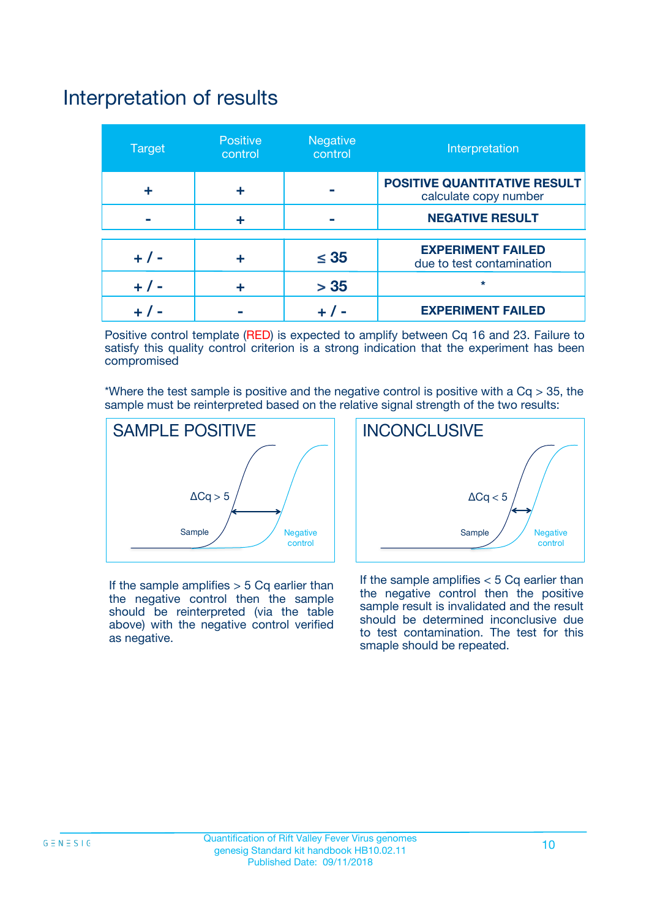# Interpretation of results

| Target | Positive control | Negative control | Interpretation |
|---|---|---|---|
| + | + | - | **POSITIVE QUANTITATIVE RESULT** calculate copy number |
| - | + | - | **NEGATIVE RESULT** |
| + / - | + | ≤ 35 | **EXPERIMENT FAILED** due to test contamination |
| + / - | + | > 35 | * |
| + / - | - | + / - | **EXPERIMENT FAILED** |

Positive control template (RED) is expected to amplify between Cq 16 and 23. Failure to satisfy this quality control criterion is a strong indication that the experiment has been compromised

*Where the test sample is positive and the negative control is positive with a Cq > 35, the sample must be reinterpreted based on the relative signal strength of the two results:

## SAMPLE POSITIVE

ΔCq > 5

Sample

Negative control

If the sample amplifies > 5 Cq earlier than the negative control then the sample should be reinterpreted (via the table above) with the negative control verified as negative.

## INCONCLUSIVE

ΔCq < 5

Sample

Negative control

If the sample amplifies < 5 Cq earlier than the negative control then the positive sample result is invalidated and the result should be determined inconclusive due to test contamination. The test for this smaple should be repeated.